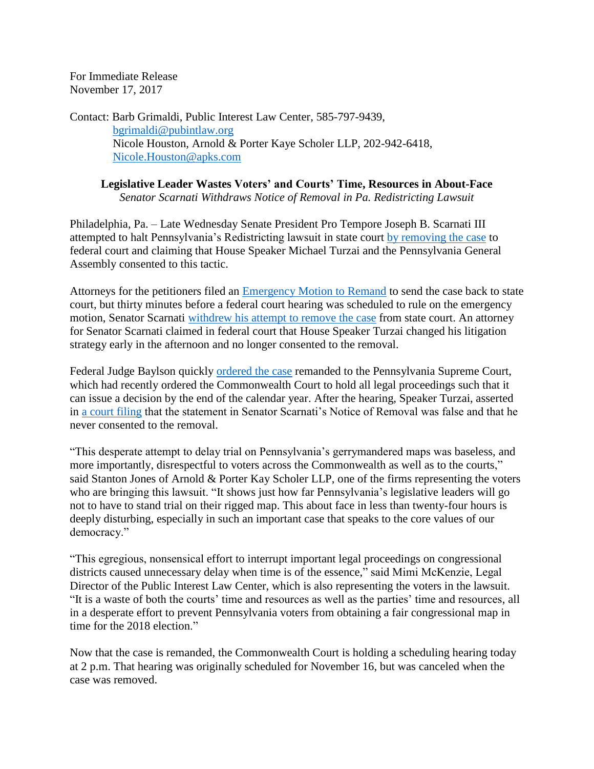For Immediate Release
November 17, 2017

Contact: Barb Grimaldi, Public Interest Law Center, 585-797-9439, bgrimaldi@pubintlaw.org
Nicole Houston, Arnold & Porter Kaye Scholer LLP, 202-942-6418, Nicole.Houston@apks.com

**Legislative Leader Wastes Voters' and Courts' Time, Resources in About-Face**

*Senator Scarnati Withdraws Notice of Removal in Pa. Redistricting Lawsuit*

Philadelphia, Pa. – Late Wednesday Senate President Pro Tempore Joseph B. Scarnati III attempted to halt Pennsylvania's Redistricting lawsuit in state court by removing the case to federal court and claiming that House Speaker Michael Turzai and the Pennsylvania General Assembly consented to this tactic.

Attorneys for the petitioners filed an Emergency Motion to Remand to send the case back to state court, but thirty minutes before a federal court hearing was scheduled to rule on the emergency motion, Senator Scarnati withdrew his attempt to remove the case from state court. An attorney for Senator Scarnati claimed in federal court that House Speaker Turzai changed his litigation strategy early in the afternoon and no longer consented to the removal.

Federal Judge Baylson quickly ordered the case remanded to the Pennsylvania Supreme Court, which had recently ordered the Commonwealth Court to hold all legal proceedings such that it can issue a decision by the end of the calendar year. After the hearing, Speaker Turzai, asserted in a court filing that the statement in Senator Scarnati's Notice of Removal was false and that he never consented to the removal.

"This desperate attempt to delay trial on Pennsylvania's gerrymandered maps was baseless, and more importantly, disrespectful to voters across the Commonwealth as well as to the courts," said Stanton Jones of Arnold & Porter Kay Scholer LLP, one of the firms representing the voters who are bringing this lawsuit. "It shows just how far Pennsylvania's legislative leaders will go not to have to stand trial on their rigged map. This about face in less than twenty-four hours is deeply disturbing, especially in such an important case that speaks to the core values of our democracy."

"This egregious, nonsensical effort to interrupt important legal proceedings on congressional districts caused unnecessary delay when time is of the essence," said Mimi McKenzie, Legal Director of the Public Interest Law Center, which is also representing the voters in the lawsuit. "It is a waste of both the courts' time and resources as well as the parties' time and resources, all in a desperate effort to prevent Pennsylvania voters from obtaining a fair congressional map in time for the 2018 election."

Now that the case is remanded, the Commonwealth Court is holding a scheduling hearing today at 2 p.m. That hearing was originally scheduled for November 16, but was canceled when the case was removed.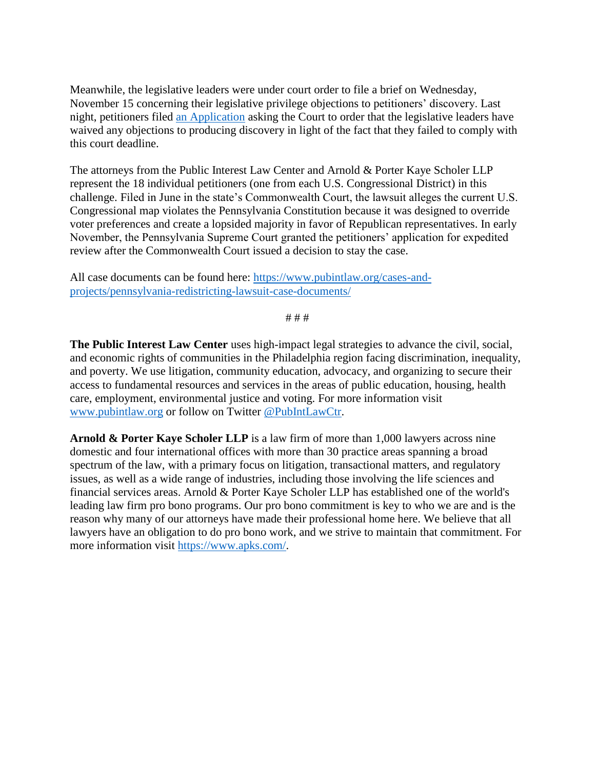Meanwhile, the legislative leaders were under court order to file a brief on Wednesday, November 15 concerning their legislative privilege objections to petitioners' discovery. Last night, petitioners filed [an Application](an Application) asking the Court to order that the legislative leaders have waived any objections to producing discovery in light of the fact that they failed to comply with this court deadline.

The attorneys from the Public Interest Law Center and Arnold & Porter Kaye Scholer LLP represent the 18 individual petitioners (one from each U.S. Congressional District) in this challenge. Filed in June in the state's Commonwealth Court, the lawsuit alleges the current U.S. Congressional map violates the Pennsylvania Constitution because it was designed to override voter preferences and create a lopsided majority in favor of Republican representatives. In early November, the Pennsylvania Supreme Court granted the petitioners' application for expedited review after the Commonwealth Court issued a decision to stay the case.

All case documents can be found here: [https://www.pubintlaw.org/cases-and-projects/pennsylvania-redistricting-lawsuit-case-documents/](https://www.pubintlaw.org/cases-and-projects/pennsylvania-redistricting-lawsuit-case-documents/)

# # #

**The Public Interest Law Center** uses high-impact legal strategies to advance the civil, social, and economic rights of communities in the Philadelphia region facing discrimination, inequality, and poverty. We use litigation, community education, advocacy, and organizing to secure their access to fundamental resources and services in the areas of public education, housing, health care, employment, environmental justice and voting. For more information visit [www.pubintlaw.org](www.pubintlaw.org) or follow on Twitter [@PubIntLawCtr](@PubIntLawCtr).

**Arnold & Porter Kaye Scholer LLP** is a law firm of more than 1,000 lawyers across nine domestic and four international offices with more than 30 practice areas spanning a broad spectrum of the law, with a primary focus on litigation, transactional matters, and regulatory issues, as well as a wide range of industries, including those involving the life sciences and financial services areas. Arnold & Porter Kaye Scholer LLP has established one of the world's leading law firm pro bono programs. Our pro bono commitment is key to who we are and is the reason why many of our attorneys have made their professional home here. We believe that all lawyers have an obligation to do pro bono work, and we strive to maintain that commitment. For more information visit [https://www.apks.com/](https://www.apks.com/).